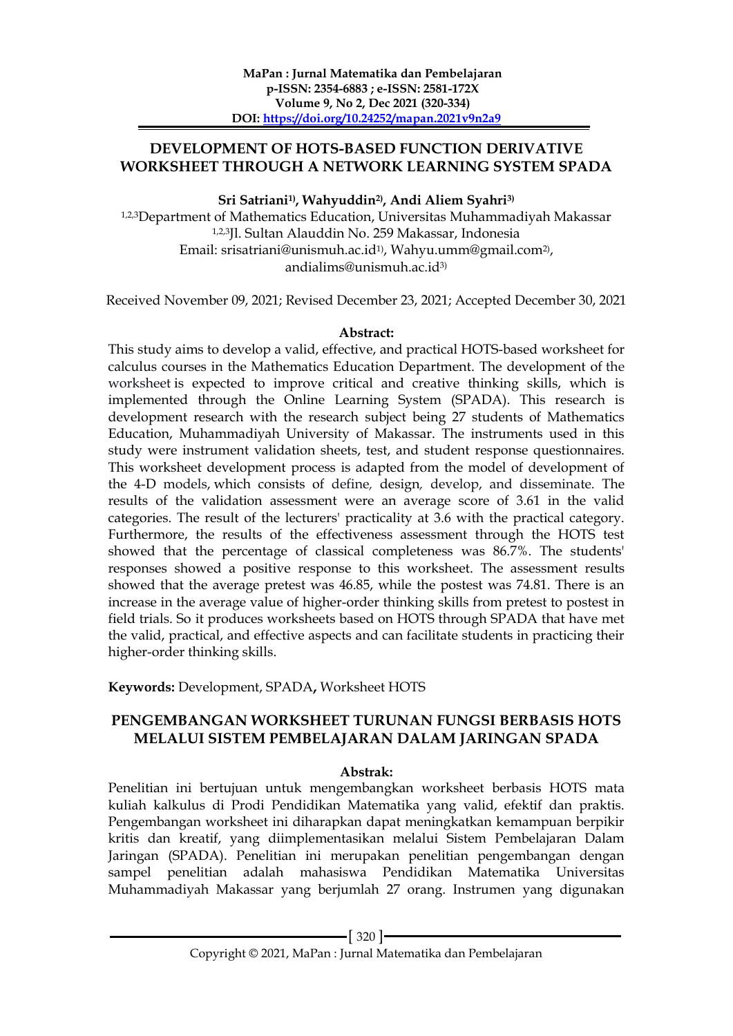# DEVELOPMENT OF HOTS-BASED FUNCTION DERIVATIVE WORKSHEET THROUGH A NETWORK LEARNING SYSTEM SPADA

**Sri Satriani[1], Wahyuddin[2], Andi Aliem Syahri[3]**

[1,2,3]Department of Mathematics Education, Universitas Muhammadiyah Makassar
[1,2,3]Jl. Sultan Alauddin No. 259 Makassar, Indonesia
Email: srisatriani@unismuh.ac.id[1], Wahyu.umm@gmail.com[2], andialims@unismuh.ac.id[3]

Received November 09, 2021; Revised December 23, 2021; Accepted December 30, 2021

### Abstract:

This study aims to develop a valid, effective, and practical HOTS-based worksheet for calculus courses in the Mathematics Education Department. The development of the worksheet is expected to improve critical and creative thinking skills, which is implemented through the Online Learning System (SPADA). This research is development research with the research subject being 27 students of Mathematics Education, Muhammadiyah University of Makassar. The instruments used in this study were instrument validation sheets, test, and student response questionnaires. This worksheet development process is adapted from the model of development of the 4-D models, which consists of define, design, develop, and disseminate. The results of the validation assessment were an average score of 3.61 in the valid categories. The result of the lecturers' practicality at 3.6 with the practical category. Furthermore, the results of the effectiveness assessment through the HOTS test showed that the percentage of classical completeness was 86.7%. The students' responses showed a positive response to this worksheet. The assessment results showed that the average pretest was 46.85, while the postest was 74.81. There is an increase in the average value of higher-order thinking skills from pretest to postest in field trials. So it produces worksheets based on HOTS through SPADA that have met the valid, practical, and effective aspects and can facilitate students in practicing their higher-order thinking skills.

**Keywords:** Development, SPADA**,** Worksheet HOTS

# PENGEMBANGAN WORKSHEET TURUNAN FUNGSI BERBASIS HOTS MELALUI SISTEM PEMBELAJARAN DALAM JARINGAN SPADA

### Abstrak:

Penelitian ini bertujuan untuk mengembangkan worksheet berbasis HOTS mata kuliah kalkulus di Prodi Pendidikan Matematika yang valid, efektif dan praktis. Pengembangan worksheet ini diharapkan dapat meningkatkan kemampuan berpikir kritis dan kreatif, yang diimplementasikan melalui Sistem Pembelajaran Dalam Jaringan (SPADA). Penelitian ini merupakan penelitian pengembangan dengan sampel penelitian adalah mahasiswa Pendidikan Matematika Universitas Muhammadiyah Makassar yang berjumlah 27 orang. Instrumen yang digunakan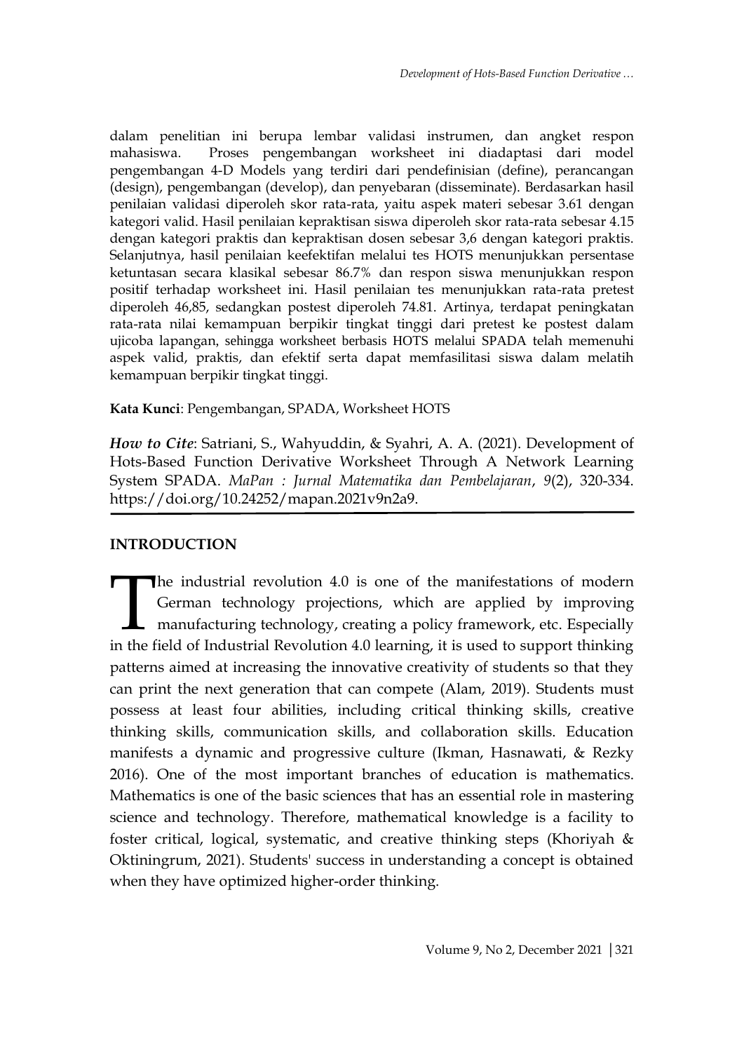dalam penelitian ini berupa lembar validasi instrumen, dan angket respon mahasiswa. Proses pengembangan worksheet ini diadaptasi dari model pengembangan 4-D Models yang terdiri dari pendefinisian (define), perancangan (design), pengembangan (develop), dan penyebaran (disseminate). Berdasarkan hasil penilaian validasi diperoleh skor rata-rata, yaitu aspek materi sebesar 3.61 dengan kategori valid. Hasil penilaian kepraktisan siswa diperoleh skor rata-rata sebesar 4.15 dengan kategori praktis dan kepraktisan dosen sebesar 3,6 dengan kategori praktis. Selanjutnya, hasil penilaian keefektifan melalui tes HOTS menunjukkan persentase ketuntasan secara klasikal sebesar 86.7% dan respon siswa menunjukkan respon positif terhadap worksheet ini. Hasil penilaian tes menunjukkan rata-rata pretest diperoleh 46,85, sedangkan postest diperoleh 74.81. Artinya, terdapat peningkatan rata-rata nilai kemampuan berpikir tingkat tinggi dari pretest ke postest dalam ujicoba lapangan, sehingga worksheet berbasis HOTS melalui SPADA telah memenuhi aspek valid, praktis, dan efektif serta dapat memfasilitasi siswa dalam melatih kemampuan berpikir tingkat tinggi.

**Kata Kunci**: Pengembangan, SPADA, Worksheet HOTS

***How to Cite***: Satriani, S., Wahyuddin, & Syahri, A. A. (2021). Development of Hots-Based Function Derivative Worksheet Through A Network Learning System SPADA. *MaPan : Jurnal Matematika dan Pembelajaran*, *9*(2), 320-334. https://doi.org/10.24252/mapan.2021v9n2a9.

## INTRODUCTION

The industrial revolution 4.0 is one of the manifestations of modern German technology projections, which are applied by improving manufacturing technology, creating a policy framework, etc. Especially in the field of Industrial Revolution 4.0 learning, it is used to support thinking patterns aimed at increasing the innovative creativity of students so that they can print the next generation that can compete (Alam, 2019). Students must possess at least four abilities, including critical thinking skills, creative thinking skills, communication skills, and collaboration skills. Education manifests a dynamic and progressive culture (Ikman, Hasnawati, & Rezky 2016). One of the most important branches of education is mathematics. Mathematics is one of the basic sciences that has an essential role in mastering science and technology. Therefore, mathematical knowledge is a facility to foster critical, logical, systematic, and creative thinking steps (Khoriyah & Oktiningrum, 2021). Students' success in understanding a concept is obtained when they have optimized higher-order thinking.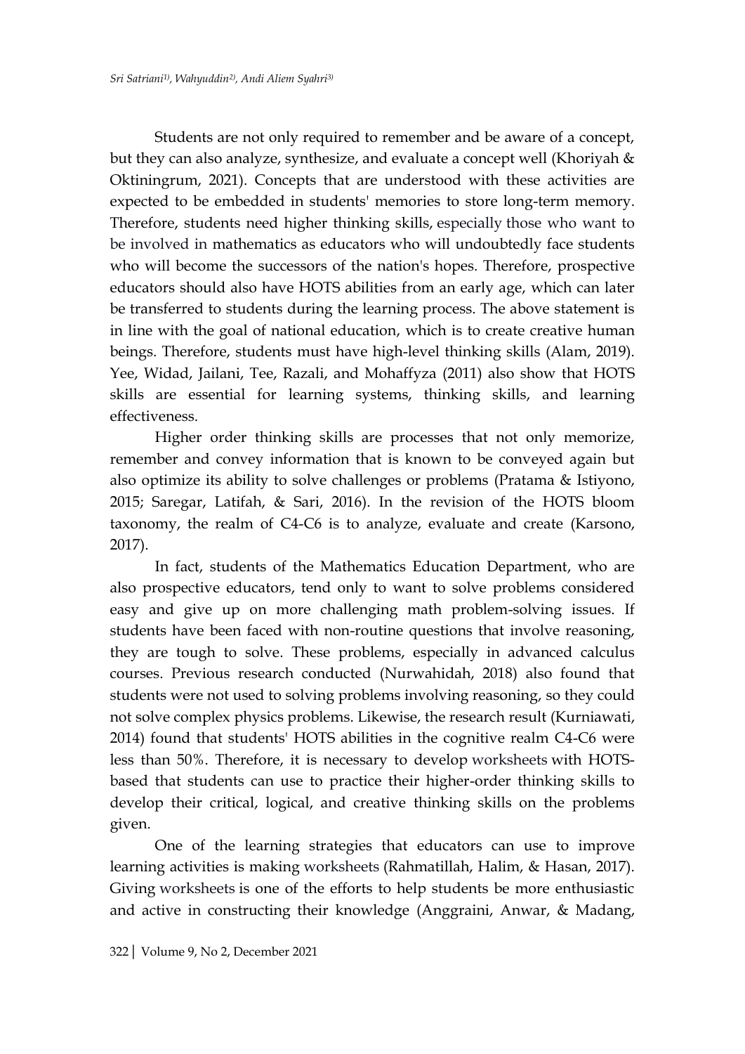Students are not only required to remember and be aware of a concept, but they can also analyze, synthesize, and evaluate a concept well (Khoriyah & Oktiningrum, 2021). Concepts that are understood with these activities are expected to be embedded in students' memories to store long-term memory. Therefore, students need higher thinking skills, especially those who want to be involved in mathematics as educators who will undoubtedly face students who will become the successors of the nation's hopes. Therefore, prospective educators should also have HOTS abilities from an early age, which can later be transferred to students during the learning process. The above statement is in line with the goal of national education, which is to create creative human beings. Therefore, students must have high-level thinking skills (Alam, 2019). Yee, Widad, Jailani, Tee, Razali, and Mohaffyza (2011) also show that HOTS skills are essential for learning systems, thinking skills, and learning effectiveness.

Higher order thinking skills are processes that not only memorize, remember and convey information that is known to be conveyed again but also optimize its ability to solve challenges or problems (Pratama & Istiyono, 2015; Saregar, Latifah, & Sari, 2016). In the revision of the HOTS bloom taxonomy, the realm of C4-C6 is to analyze, evaluate and create (Karsono, 2017).

In fact, students of the Mathematics Education Department, who are also prospective educators, tend only to want to solve problems considered easy and give up on more challenging math problem-solving issues. If students have been faced with non-routine questions that involve reasoning, they are tough to solve. These problems, especially in advanced calculus courses. Previous research conducted (Nurwahidah, 2018) also found that students were not used to solving problems involving reasoning, so they could not solve complex physics problems. Likewise, the research result (Kurniawati, 2014) found that students' HOTS abilities in the cognitive realm C4-C6 were less than 50%. Therefore, it is necessary to develop worksheets with HOTS-based that students can use to practice their higher-order thinking skills to develop their critical, logical, and creative thinking skills on the problems given.

One of the learning strategies that educators can use to improve learning activities is making worksheets (Rahmatillah, Halim, & Hasan, 2017). Giving worksheets is one of the efforts to help students be more enthusiastic and active in constructing their knowledge (Anggraini, Anwar, & Madang,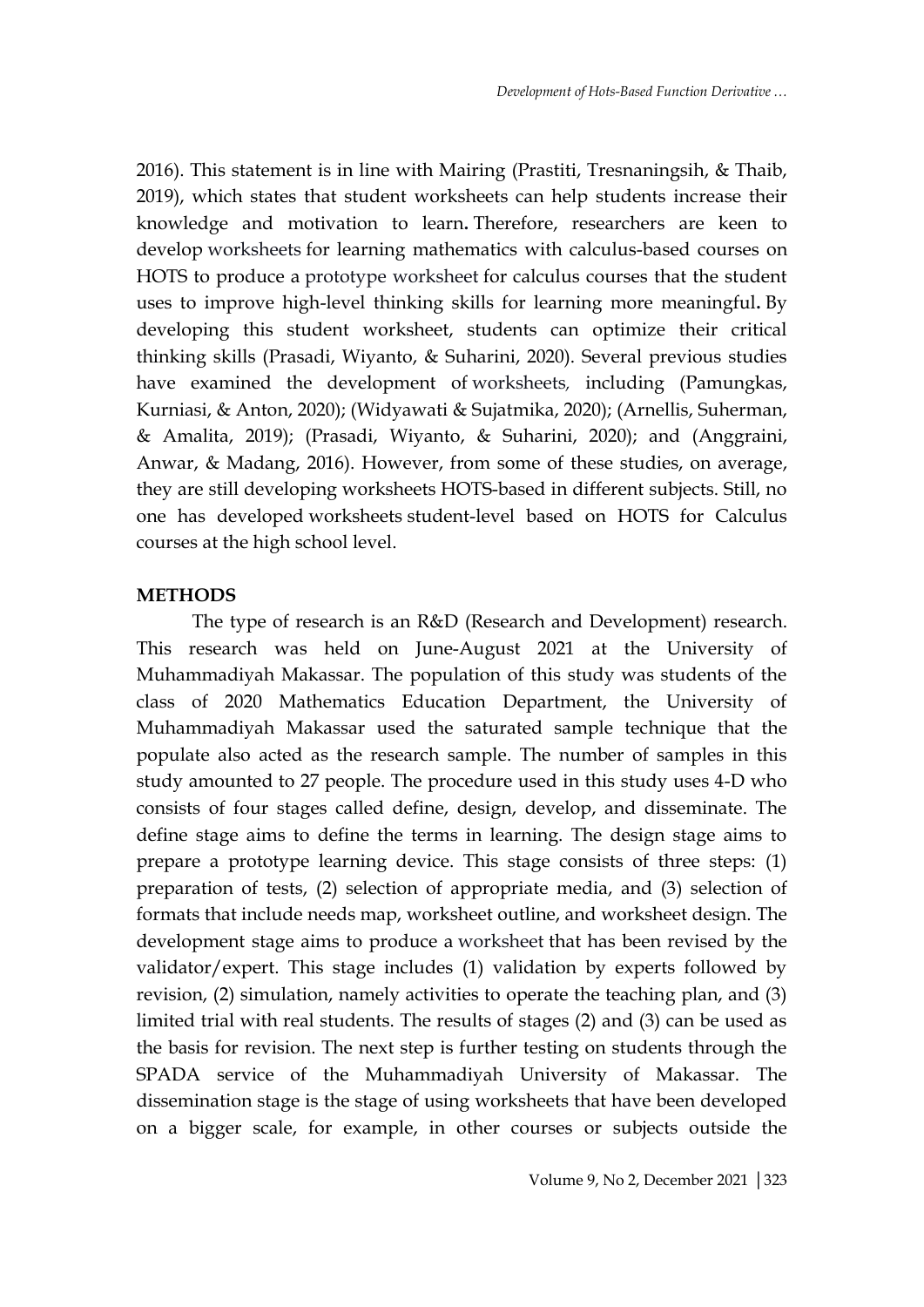2016). This statement is in line with Mairing (Prastiti, Tresnaningsih, & Thaib, 2019), which states that student worksheets can help students increase their knowledge and motivation to learn**.** Therefore, researchers are keen to develop worksheets for learning mathematics with calculus-based courses on HOTS to produce a prototype worksheet for calculus courses that the student uses to improve high-level thinking skills for learning more meaningful**.** By developing this student worksheet, students can optimize their critical thinking skills (Prasadi, Wiyanto, & Suharini, 2020). Several previous studies have examined the development of worksheets, including (Pamungkas, Kurniasi, & Anton, 2020); (Widyawati & Sujatmika, 2020); (Arnellis, Suherman, & Amalita, 2019); (Prasadi, Wiyanto, & Suharini, 2020); and (Anggraini, Anwar, & Madang, 2016). However, from some of these studies, on average, they are still developing worksheets HOTS-based in different subjects. Still, no one has developed worksheets student-level based on HOTS for Calculus courses at the high school level.

## METHODS

The type of research is an R&D (Research and Development) research. This research was held on June-August 2021 at the University of Muhammadiyah Makassar. The population of this study was students of the class of 2020 Mathematics Education Department, the University of Muhammadiyah Makassar used the saturated sample technique that the populate also acted as the research sample. The number of samples in this study amounted to 27 people. The procedure used in this study uses 4-D who consists of four stages called define, design, develop, and disseminate. The define stage aims to define the terms in learning. The design stage aims to prepare a prototype learning device. This stage consists of three steps: (1) preparation of tests, (2) selection of appropriate media, and (3) selection of formats that include needs map, worksheet outline, and worksheet design. The development stage aims to produce a worksheet that has been revised by the validator/expert. This stage includes (1) validation by experts followed by revision, (2) simulation, namely activities to operate the teaching plan, and (3) limited trial with real students. The results of stages (2) and (3) can be used as the basis for revision. The next step is further testing on students through the SPADA service of the Muhammadiyah University of Makassar. The dissemination stage is the stage of using worksheets that have been developed on a bigger scale, for example, in other courses or subjects outside the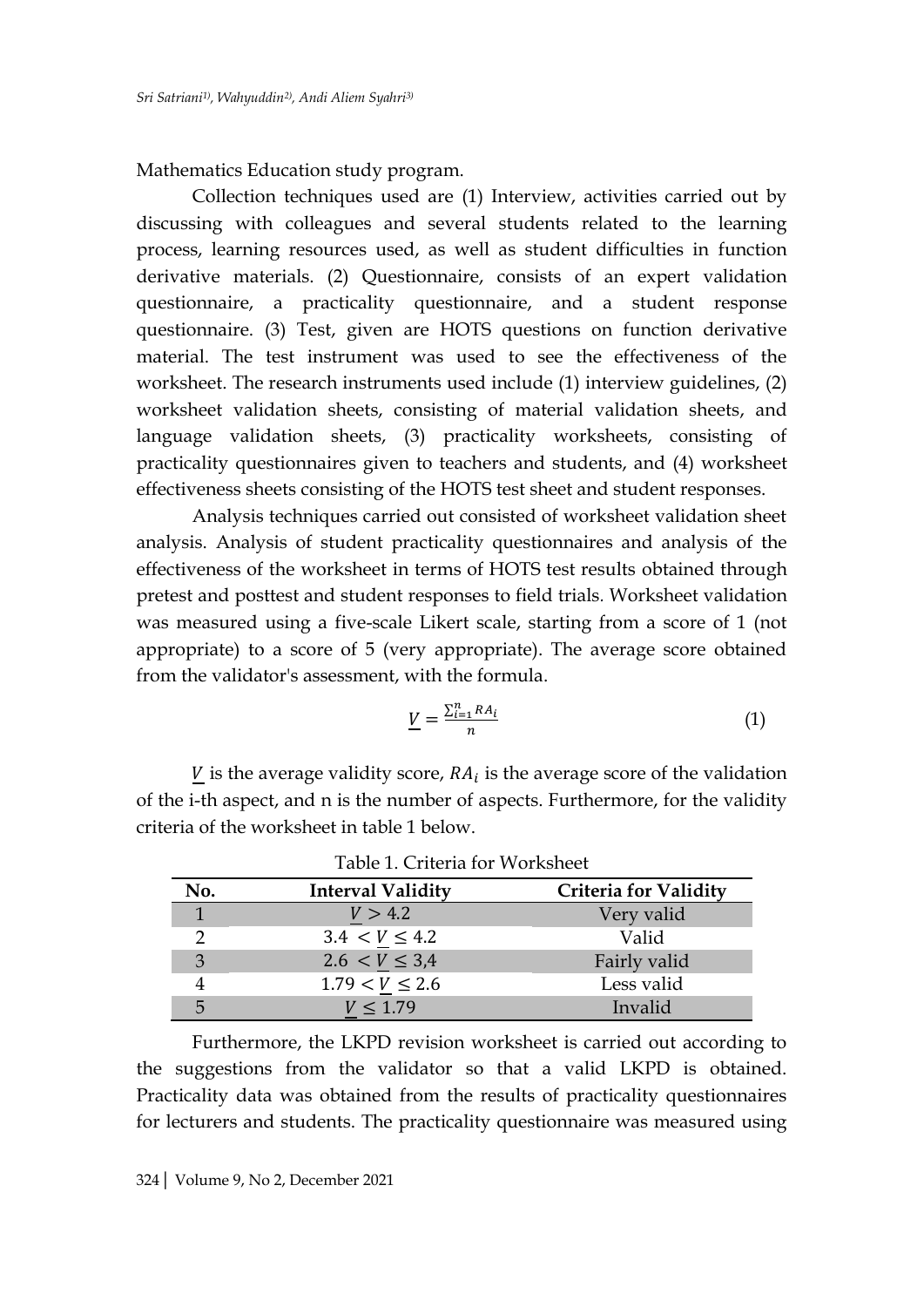Mathematics Education study program.

Collection techniques used are (1) Interview, activities carried out by discussing with colleagues and several students related to the learning process, learning resources used, as well as student difficulties in function derivative materials. (2) Questionnaire, consists of an expert validation questionnaire, a practicality questionnaire, and a student response questionnaire. (3) Test, given are HOTS questions on function derivative material. The test instrument was used to see the effectiveness of the worksheet. The research instruments used include (1) interview guidelines, (2) worksheet validation sheets, consisting of material validation sheets, and language validation sheets, (3) practicality worksheets, consisting of practicality questionnaires given to teachers and students, and (4) worksheet effectiveness sheets consisting of the HOTS test sheet and student responses.

Analysis techniques carried out consisted of worksheet validation sheet analysis. Analysis of student practicality questionnaires and analysis of the effectiveness of the worksheet in terms of HOTS test results obtained through pretest and posttest and student responses to field trials. Worksheet validation was measured using a five-scale Likert scale, starting from a score of 1 (not appropriate) to a score of 5 (very appropriate). The average score obtained from the validator's assessment, with the formula.

$$\underline{V} = \frac{\sum_{i=1}^{n} RA_i}{n} \quad (1)$$

$\underline{V}$ is the average validity score, $RA_i$ is the average score of the validation of the i-th aspect, and n is the number of aspects. Furthermore, for the validity criteria of the worksheet in table 1 below.

Table 1. Criteria for Worksheet

| No. | Interval Validity | Criteria for Validity |
|---|---|---|
| 1 | $\underline{V} > 4.2$ | Very valid |
| 2 | $3.4 < \underline{V} \leq 4.2$ | Valid |
| 3 | $2.6 < \underline{V} \leq 3{,}4$ | Fairly valid |
| 4 | $1.79 < \underline{V} \leq 2.6$ | Less valid |
| 5 | $\underline{V} \leq 1.79$ | Invalid |

Furthermore, the LKPD revision worksheet is carried out according to the suggestions from the validator so that a valid LKPD is obtained. Practicality data was obtained from the results of practicality questionnaires for lecturers and students. The practicality questionnaire was measured using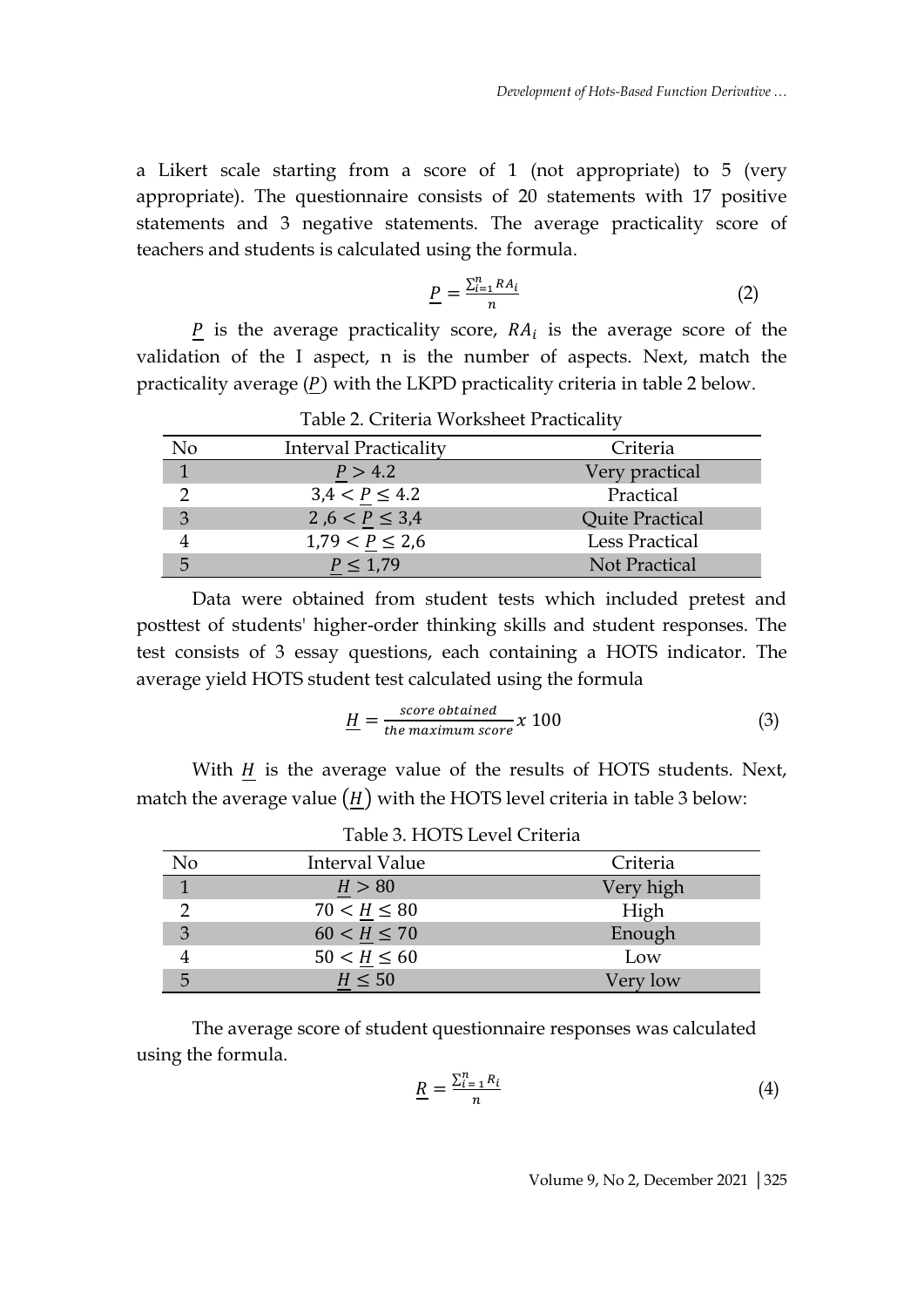a Likert scale starting from a score of 1 (not appropriate) to 5 (very appropriate). The questionnaire consists of 20 statements with 17 positive statements and 3 negative statements. The average practicality score of teachers and students is calculated using the formula.

$$\underline{P} = \frac{\sum_{i=1}^{n} RA_i}{n} \quad (2)$$

$\underline{P}$ is the average practicality score, $RA_i$ is the average score of the validation of the I aspect, n is the number of aspects. Next, match the practicality average ($\underline{P}$) with the LKPD practicality criteria in table 2 below.

Table 2. Criteria Worksheet Practicality

| No | Interval Practicality | Criteria |
|---|---|---|
| 1 | $\underline{P} > 4.2$ | Very practical |
| 2 | $3{,}4 < \underline{P} \leq 4.2$ | Practical |
| 3 | $2{,}6 < \underline{P} \leq 3{,}4$ | Quite Practical |
| 4 | $1{,}79 < \underline{P} \leq 2{,}6$ | Less Practical |
| 5 | $\underline{P} \leq 1{,}79$ | Not Practical |

Data were obtained from student tests which included pretest and posttest of students' higher-order thinking skills and student responses. The test consists of 3 essay questions, each containing a HOTS indicator. The average yield HOTS student test calculated using the formula

$$\underline{H} = \frac{score\ obtained}{the\ maximum\ score} x\ 100 \quad (3)$$

With $\underline{H}$ is the average value of the results of HOTS students. Next, match the average value $(\underline{H})$ with the HOTS level criteria in table 3 below:

Table 3. HOTS Level Criteria

| No | Interval Value | Criteria |
|---|---|---|
| 1 | $\underline{H} > 80$ | Very high |
| 2 | $70 < \underline{H} \leq 80$ | High |
| 3 | $60 < \underline{H} \leq 70$ | Enough |
| 4 | $50 < \underline{H} \leq 60$ | Low |
| 5 | $\underline{H} \leq 50$ | Very low |

The average score of student questionnaire responses was calculated using the formula.

$$\underline{R} = \frac{\sum_{i=1}^{n} R_i}{n} \quad (4)$$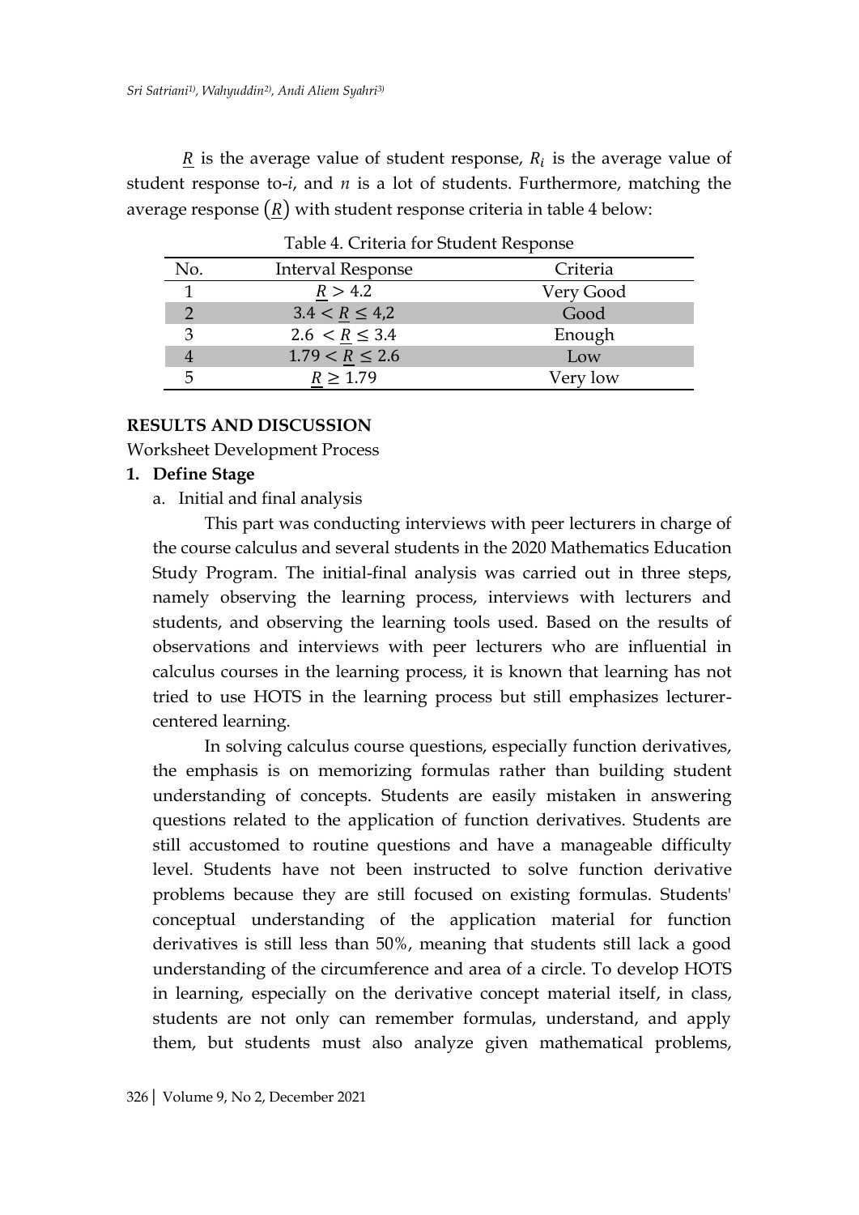$\underline{R}$ is the average value of student response, $R_i$ is the average value of student response to-$i$, and $n$ is a lot of students. Furthermore, matching the average response $(\underline{R})$ with student response criteria in table 4 below:

Table 4. Criteria for Student Response

| No. | Interval Response | Criteria |
|---|---|---|
| 1 | $\underline{R} > 4.2$ | Very Good |
| 2 | $3.4 < \underline{R} \leq 4{,}2$ | Good |
| 3 | $2.6 < \underline{R} \leq 3.4$ | Enough |
| 4 | $1.79 < \underline{R} \leq 2.6$ | Low |
| 5 | $\underline{R} \geq 1.79$ | Very low |

## RESULTS AND DISCUSSION

Worksheet Development Process

### 1. Define Stage

a. Initial and final analysis

This part was conducting interviews with peer lecturers in charge of the course calculus and several students in the 2020 Mathematics Education Study Program. The initial-final analysis was carried out in three steps, namely observing the learning process, interviews with lecturers and students, and observing the learning tools used. Based on the results of observations and interviews with peer lecturers who are influential in calculus courses in the learning process, it is known that learning has not tried to use HOTS in the learning process but still emphasizes lecturer-centered learning.

In solving calculus course questions, especially function derivatives, the emphasis is on memorizing formulas rather than building student understanding of concepts. Students are easily mistaken in answering questions related to the application of function derivatives. Students are still accustomed to routine questions and have a manageable difficulty level. Students have not been instructed to solve function derivative problems because they are still focused on existing formulas. Students' conceptual understanding of the application material for function derivatives is still less than 50%, meaning that students still lack a good understanding of the circumference and area of a circle. To develop HOTS in learning, especially on the derivative concept material itself, in class, students are not only can remember formulas, understand, and apply them, but students must also analyze given mathematical problems,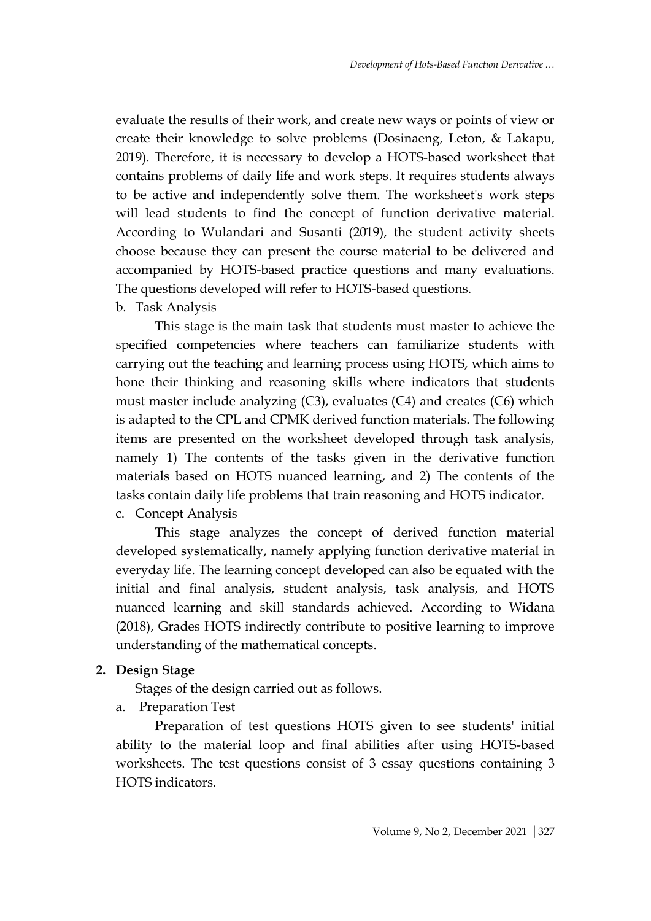evaluate the results of their work, and create new ways or points of view or create their knowledge to solve problems (Dosinaeng, Leton, & Lakapu, 2019). Therefore, it is necessary to develop a HOTS-based worksheet that contains problems of daily life and work steps. It requires students always to be active and independently solve them. The worksheet's work steps will lead students to find the concept of function derivative material. According to Wulandari and Susanti (2019), the student activity sheets choose because they can present the course material to be delivered and accompanied by HOTS-based practice questions and many evaluations. The questions developed will refer to HOTS-based questions.

b. Task Analysis

This stage is the main task that students must master to achieve the specified competencies where teachers can familiarize students with carrying out the teaching and learning process using HOTS, which aims to hone their thinking and reasoning skills where indicators that students must master include analyzing (C3), evaluates (C4) and creates (C6) which is adapted to the CPL and CPMK derived function materials. The following items are presented on the worksheet developed through task analysis, namely 1) The contents of the tasks given in the derivative function materials based on HOTS nuanced learning, and 2) The contents of the tasks contain daily life problems that train reasoning and HOTS indicator.

c. Concept Analysis

This stage analyzes the concept of derived function material developed systematically, namely applying function derivative material in everyday life. The learning concept developed can also be equated with the initial and final analysis, student analysis, task analysis, and HOTS nuanced learning and skill standards achieved. According to Widana (2018), Grades HOTS indirectly contribute to positive learning to improve understanding of the mathematical concepts.

**2. Design Stage**

Stages of the design carried out as follows.

a. Preparation Test

Preparation of test questions HOTS given to see students' initial ability to the material loop and final abilities after using HOTS-based worksheets. The test questions consist of 3 essay questions containing 3 HOTS indicators.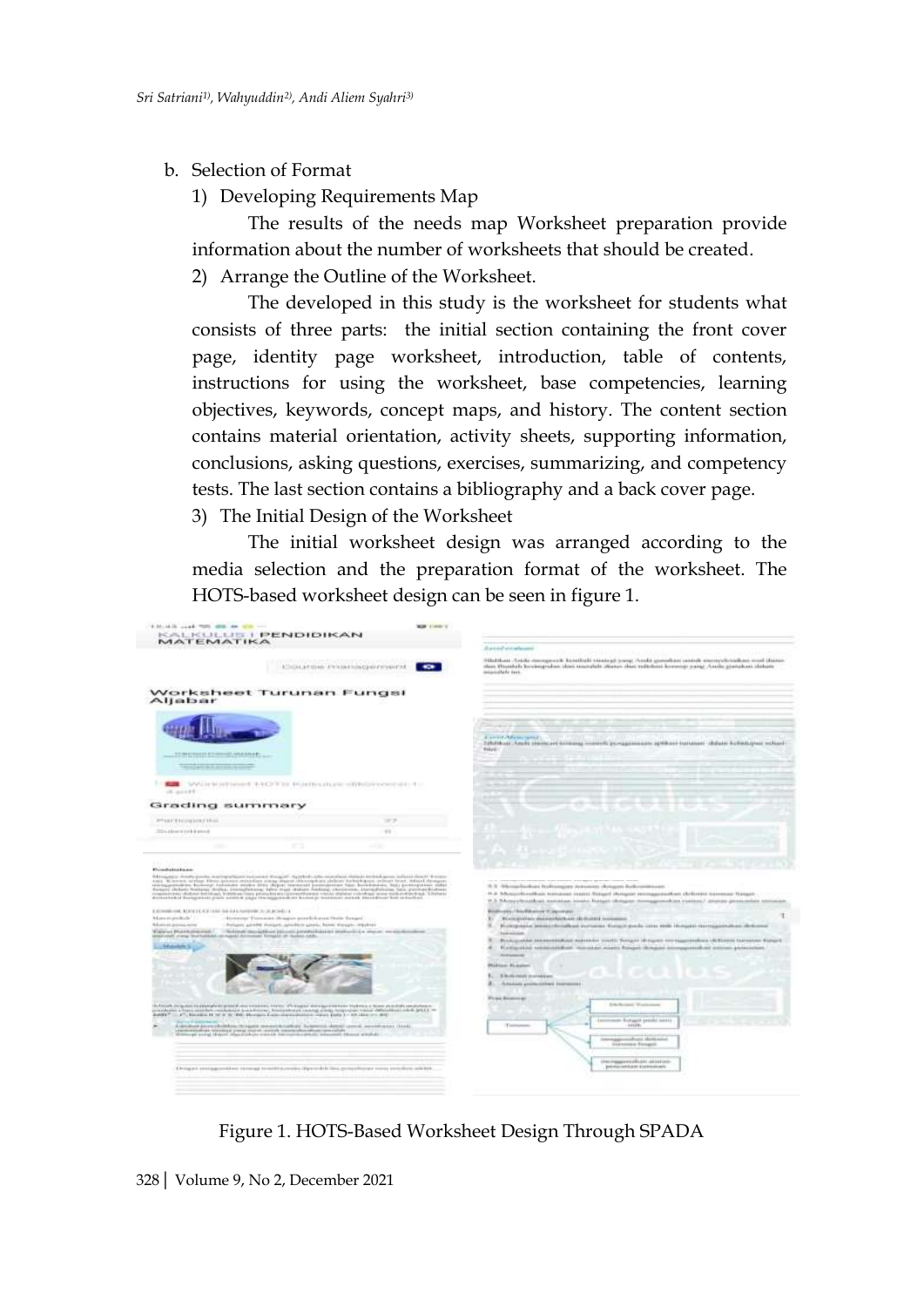b. Selection of Format

1) Developing Requirements Map

The results of the needs map Worksheet preparation provide information about the number of worksheets that should be created.

2) Arrange the Outline of the Worksheet.

The developed in this study is the worksheet for students what consists of three parts: the initial section containing the front cover page, identity page worksheet, introduction, table of contents, instructions for using the worksheet, base competencies, learning objectives, keywords, concept maps, and history. The content section contains material orientation, activity sheets, supporting information, conclusions, asking questions, exercises, summarizing, and competency tests. The last section contains a bibliography and a back cover page.

3) The Initial Design of the Worksheet

The initial worksheet design was arranged according to the media selection and the preparation format of the worksheet. The HOTS-based worksheet design can be seen in figure 1.

Figure 1. HOTS-Based Worksheet Design Through SPADA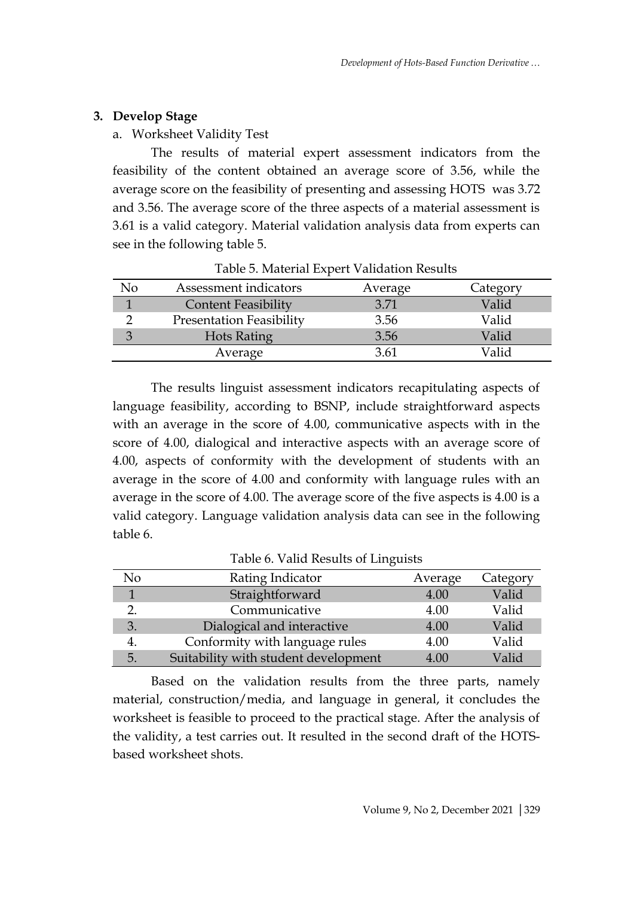## 3. Develop Stage

a. Worksheet Validity Test

The results of material expert assessment indicators from the feasibility of the content obtained an average score of 3.56, while the average score on the feasibility of presenting and assessing HOTS was 3.72 and 3.56. The average score of the three aspects of a material assessment is 3.61 is a valid category. Material validation analysis data from experts can see in the following table 5.

Table 5. Material Expert Validation Results

| No | Assessment indicators | Average | Category |
|---|---|---|---|
| 1 | Content Feasibility | 3.71 | Valid |
| 2 | Presentation Feasibility | 3.56 | Valid |
| 3 | Hots Rating | 3.56 | Valid |
| | Average | 3.61 | Valid |

The results linguist assessment indicators recapitulating aspects of language feasibility, according to BSNP, include straightforward aspects with an average in the score of 4.00, communicative aspects with in the score of 4.00, dialogical and interactive aspects with an average score of 4.00, aspects of conformity with the development of students with an average in the score of 4.00 and conformity with language rules with an average in the score of 4.00. The average score of the five aspects is 4.00 is a valid category. Language validation analysis data can see in the following table 6.

Table 6. Valid Results of Linguists

| No | Rating Indicator | Average | Category |
|---|---|---|---|
| 1 | Straightforward | 4.00 | Valid |
| 2. | Communicative | 4.00 | Valid |
| 3. | Dialogical and interactive | 4.00 | Valid |
| 4. | Conformity with language rules | 4.00 | Valid |
| 5. | Suitability with student development | 4.00 | Valid |

Based on the validation results from the three parts, namely material, construction/media, and language in general, it concludes the worksheet is feasible to proceed to the practical stage. After the analysis of the validity, a test carries out. It resulted in the second draft of the HOTS-based worksheet shots.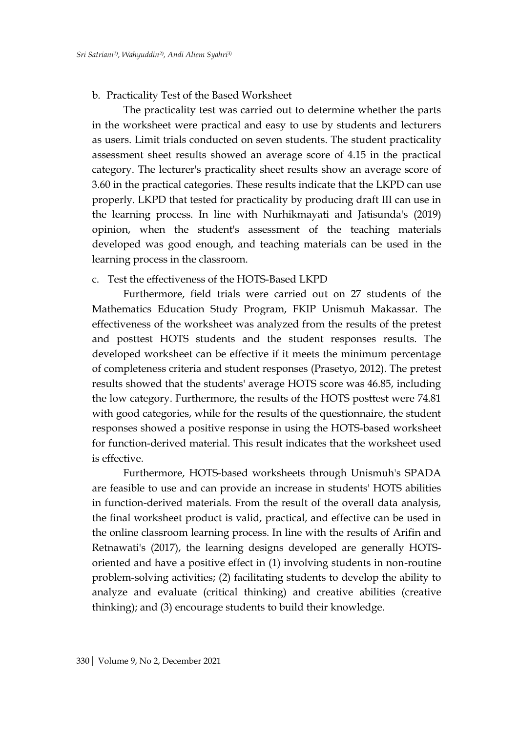b. Practicality Test of the Based Worksheet

The practicality test was carried out to determine whether the parts in the worksheet were practical and easy to use by students and lecturers as users. Limit trials conducted on seven students. The student practicality assessment sheet results showed an average score of 4.15 in the practical category. The lecturer's practicality sheet results show an average score of 3.60 in the practical categories. These results indicate that the LKPD can use properly. LKPD that tested for practicality by producing draft III can use in the learning process. In line with Nurhikmayati and Jatisunda's (2019) opinion, when the student's assessment of the teaching materials developed was good enough, and teaching materials can be used in the learning process in the classroom.

c. Test the effectiveness of the HOTS-Based LKPD

Furthermore, field trials were carried out on 27 students of the Mathematics Education Study Program, FKIP Unismuh Makassar. The effectiveness of the worksheet was analyzed from the results of the pretest and posttest HOTS students and the student responses results. The developed worksheet can be effective if it meets the minimum percentage of completeness criteria and student responses (Prasetyo, 2012). The pretest results showed that the students' average HOTS score was 46.85, including the low category. Furthermore, the results of the HOTS posttest were 74.81 with good categories, while for the results of the questionnaire, the student responses showed a positive response in using the HOTS-based worksheet for function-derived material. This result indicates that the worksheet used is effective.

Furthermore, HOTS-based worksheets through Unismuh's SPADA are feasible to use and can provide an increase in students' HOTS abilities in function-derived materials. From the result of the overall data analysis, the final worksheet product is valid, practical, and effective can be used in the online classroom learning process. In line with the results of Arifin and Retnawati's (2017), the learning designs developed are generally HOTS-oriented and have a positive effect in (1) involving students in non-routine problem-solving activities; (2) facilitating students to develop the ability to analyze and evaluate (critical thinking) and creative abilities (creative thinking); and (3) encourage students to build their knowledge.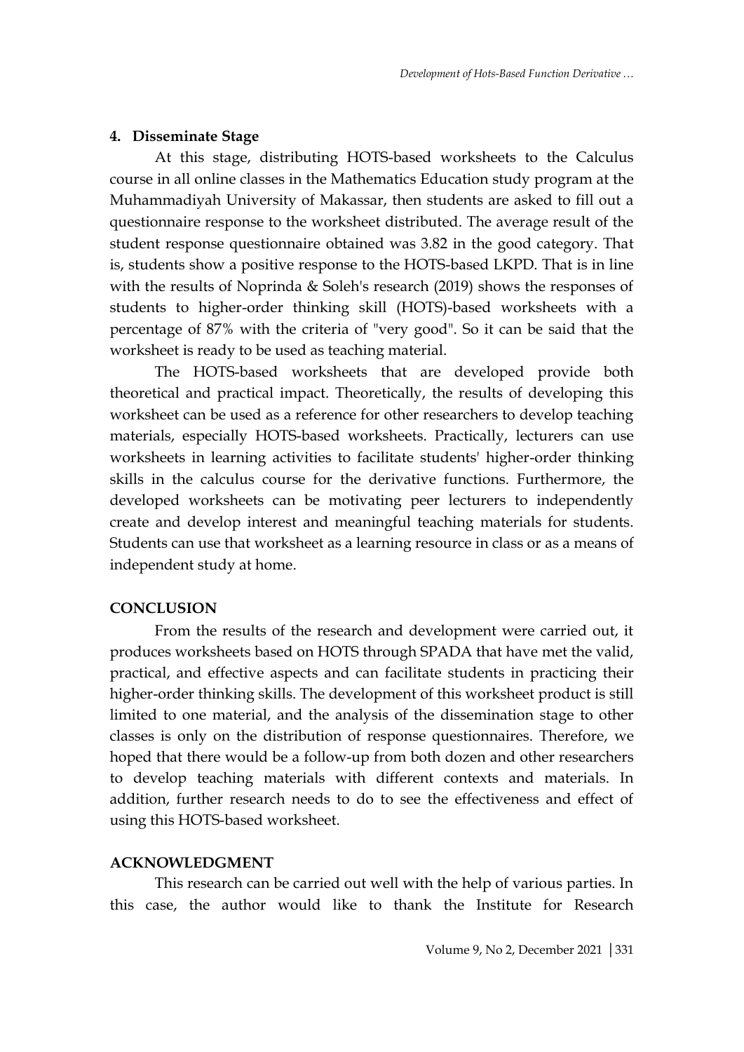**4. Disseminate Stage**

At this stage, distributing HOTS-based worksheets to the Calculus course in all online classes in the Mathematics Education study program at the Muhammadiyah University of Makassar, then students are asked to fill out a questionnaire response to the worksheet distributed. The average result of the student response questionnaire obtained was 3.82 in the good category. That is, students show a positive response to the HOTS-based LKPD. That is in line with the results of Noprinda & Soleh's research (2019) shows the responses of students to higher-order thinking skill (HOTS)-based worksheets with a percentage of 87% with the criteria of "very good". So it can be said that the worksheet is ready to be used as teaching material.

The HOTS-based worksheets that are developed provide both theoretical and practical impact. Theoretically, the results of developing this worksheet can be used as a reference for other researchers to develop teaching materials, especially HOTS-based worksheets. Practically, lecturers can use worksheets in learning activities to facilitate students' higher-order thinking skills in the calculus course for the derivative functions. Furthermore, the developed worksheets can be motivating peer lecturers to independently create and develop interest and meaningful teaching materials for students. Students can use that worksheet as a learning resource in class or as a means of independent study at home.

## CONCLUSION

From the results of the research and development were carried out, it produces worksheets based on HOTS through SPADA that have met the valid, practical, and effective aspects and can facilitate students in practicing their higher-order thinking skills. The development of this worksheet product is still limited to one material, and the analysis of the dissemination stage to other classes is only on the distribution of response questionnaires. Therefore, we hoped that there would be a follow-up from both dozen and other researchers to develop teaching materials with different contexts and materials. In addition, further research needs to do to see the effectiveness and effect of using this HOTS-based worksheet.

## ACKNOWLEDGMENT

This research can be carried out well with the help of various parties. In this case, the author would like to thank the Institute for Research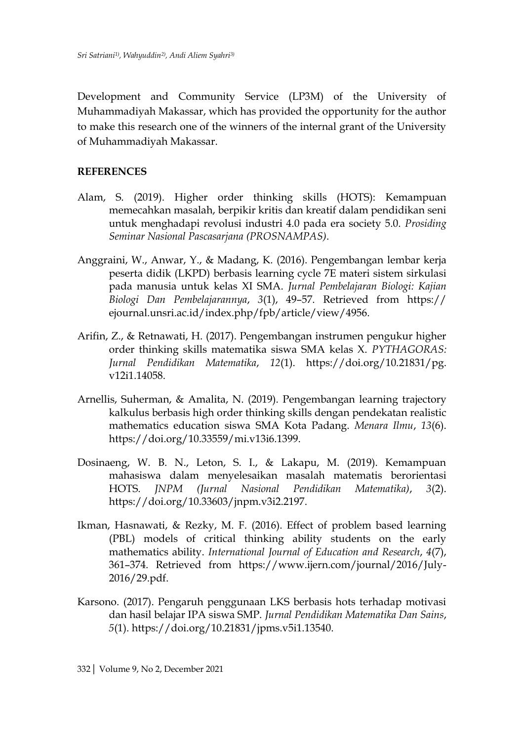Development and Community Service (LP3M) of the University of Muhammadiyah Makassar, which has provided the opportunity for the author to make this research one of the winners of the internal grant of the University of Muhammadiyah Makassar.

## REFERENCES

Alam, S. (2019). Higher order thinking skills (HOTS): Kemampuan memecahkan masalah, berpikir kritis dan kreatif dalam pendidikan seni untuk menghadapi revolusi industri 4.0 pada era society 5.0. *Prosiding Seminar Nasional Pascasarjana (PROSNAMPAS)*.

Anggraini, W., Anwar, Y., & Madang, K. (2016). Pengembangan lembar kerja peserta didik (LKPD) berbasis learning cycle 7E materi sistem sirkulasi pada manusia untuk kelas XI SMA. *Jurnal Pembelajaran Biologi: Kajian Biologi Dan Pembelajarannya*, *3*(1), 49–57. Retrieved from https://ejournal.unsri.ac.id/index.php/fpb/article/view/4956.

Arifin, Z., & Retnawati, H. (2017). Pengembangan instrumen pengukur higher order thinking skills matematika siswa SMA kelas X. *PYTHAGORAS: Jurnal Pendidikan Matematika*, *12*(1). https://doi.org/10.21831/pg.v12i1.14058.

Arnellis, Suherman, & Amalita, N. (2019). Pengembangan learning trajectory kalkulus berbasis high order thinking skills dengan pendekatan realistic mathematics education siswa SMA Kota Padang. *Menara Ilmu*, *13*(6). https://doi.org/10.33559/mi.v13i6.1399.

Dosinaeng, W. B. N., Leton, S. I., & Lakapu, M. (2019). Kemampuan mahasiswa dalam menyelesaikan masalah matematis berorientasi HOTS. *JNPM (Jurnal Nasional Pendidikan Matematika)*, *3*(2). https://doi.org/10.33603/jnpm.v3i2.2197.

Ikman, Hasnawati, & Rezky, M. F. (2016). Effect of problem based learning (PBL) models of critical thinking ability students on the early mathematics ability. *International Journal of Education and Research*, *4*(7), 361–374. Retrieved from https://www.ijern.com/journal/2016/July-2016/29.pdf.

Karsono. (2017). Pengaruh penggunaan LKS berbasis hots terhadap motivasi dan hasil belajar IPA siswa SMP. *Jurnal Pendidikan Matematika Dan Sains*, *5*(1). https://doi.org/10.21831/jpms.v5i1.13540.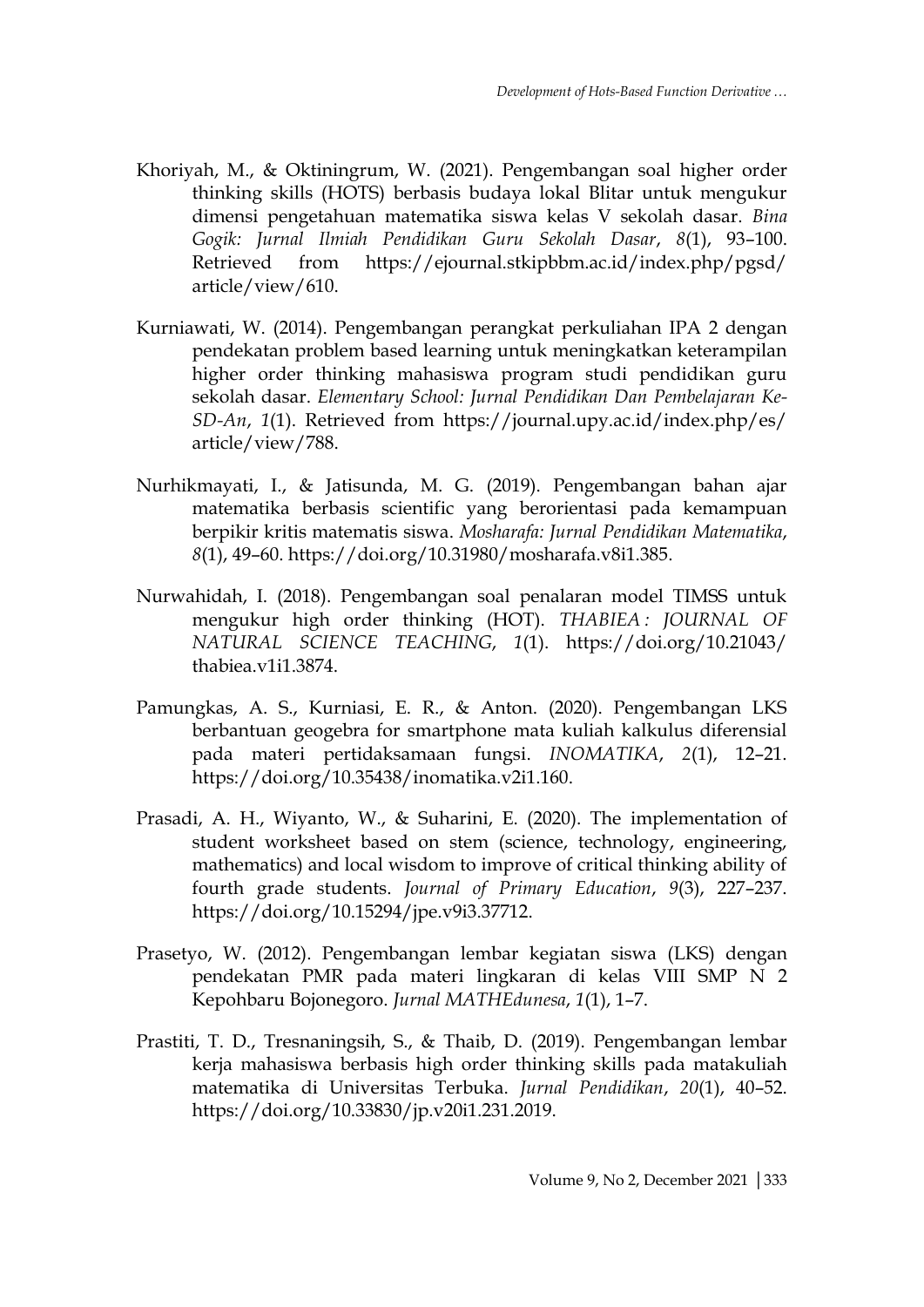Khoriyah, M., & Oktiningrum, W. (2021). Pengembangan soal higher order thinking skills (HOTS) berbasis budaya lokal Blitar untuk mengukur dimensi pengetahuan matematika siswa kelas V sekolah dasar. *Bina Gogik: Jurnal Ilmiah Pendidikan Guru Sekolah Dasar*, *8*(1), 93–100. Retrieved from https://ejournal.stkipbbm.ac.id/index.php/pgsd/article/view/610.

Kurniawati, W. (2014). Pengembangan perangkat perkuliahan IPA 2 dengan pendekatan problem based learning untuk meningkatkan keterampilan higher order thinking mahasiswa program studi pendidikan guru sekolah dasar. *Elementary School: Jurnal Pendidikan Dan Pembelajaran Ke-SD-An*, *1*(1). Retrieved from https://journal.upy.ac.id/index.php/es/article/view/788.

Nurhikmayati, I., & Jatisunda, M. G. (2019). Pengembangan bahan ajar matematika berbasis scientific yang berorientasi pada kemampuan berpikir kritis matematis siswa. *Mosharafa: Jurnal Pendidikan Matematika*, *8*(1), 49–60. https://doi.org/10.31980/mosharafa.v8i1.385.

Nurwahidah, I. (2018). Pengembangan soal penalaran model TIMSS untuk mengukur high order thinking (HOT). *THABIEA : JOURNAL OF NATURAL SCIENCE TEACHING*, *1*(1). https://doi.org/10.21043/thabiea.v1i1.3874.

Pamungkas, A. S., Kurniasi, E. R., & Anton. (2020). Pengembangan LKS berbantuan geogebra for smartphone mata kuliah kalkulus diferensial pada materi pertidaksamaan fungsi. *INOMATIKA*, *2*(1), 12–21. https://doi.org/10.35438/inomatika.v2i1.160.

Prasadi, A. H., Wiyanto, W., & Suharini, E. (2020). The implementation of student worksheet based on stem (science, technology, engineering, mathematics) and local wisdom to improve of critical thinking ability of fourth grade students. *Journal of Primary Education*, *9*(3), 227–237. https://doi.org/10.15294/jpe.v9i3.37712.

Prasetyo, W. (2012). Pengembangan lembar kegiatan siswa (LKS) dengan pendekatan PMR pada materi lingkaran di kelas VIII SMP N 2 Kepohbaru Bojonegoro. *Jurnal MATHEdunesa*, *1*(1), 1–7.

Prastiti, T. D., Tresnaningsih, S., & Thaib, D. (2019). Pengembangan lembar kerja mahasiswa berbasis high order thinking skills pada matakuliah matematika di Universitas Terbuka. *Jurnal Pendidikan*, *20*(1), 40–52. https://doi.org/10.33830/jp.v20i1.231.2019.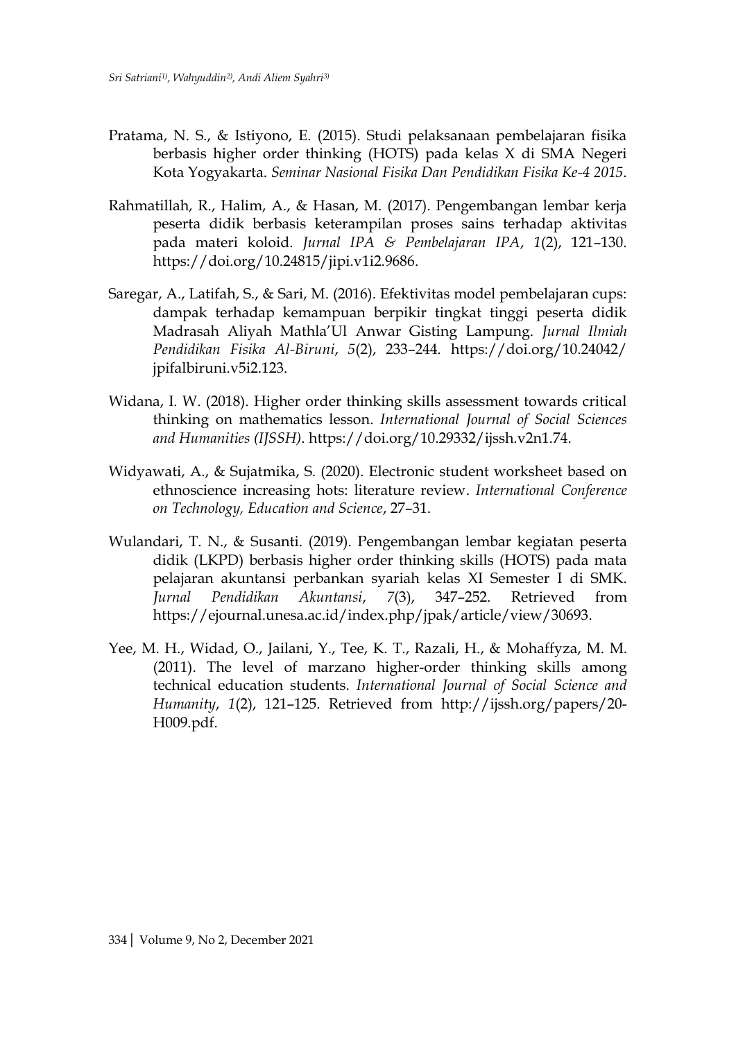Pratama, N. S., & Istiyono, E. (2015). Studi pelaksanaan pembelajaran fisika berbasis higher order thinking (HOTS) pada kelas X di SMA Negeri Kota Yogyakarta. *Seminar Nasional Fisika Dan Pendidikan Fisika Ke-4 2015*.

Rahmatillah, R., Halim, A., & Hasan, M. (2017). Pengembangan lembar kerja peserta didik berbasis keterampilan proses sains terhadap aktivitas pada materi koloid. *Jurnal IPA & Pembelajaran IPA*, *1*(2), 121–130. https://doi.org/10.24815/jipi.v1i2.9686.

Saregar, A., Latifah, S., & Sari, M. (2016). Efektivitas model pembelajaran cups: dampak terhadap kemampuan berpikir tingkat tinggi peserta didik Madrasah Aliyah Mathla'Ul Anwar Gisting Lampung. *Jurnal Ilmiah Pendidikan Fisika Al-Biruni*, *5*(2), 233–244. https://doi.org/10.24042/jpifalbiruni.v5i2.123.

Widana, I. W. (2018). Higher order thinking skills assessment towards critical thinking on mathematics lesson. *International Journal of Social Sciences and Humanities (IJSSH)*. https://doi.org/10.29332/ijssh.v2n1.74.

Widyawati, A., & Sujatmika, S. (2020). Electronic student worksheet based on ethnoscience increasing hots: literature review. *International Conference on Technology, Education and Science*, 27–31.

Wulandari, T. N., & Susanti. (2019). Pengembangan lembar kegiatan peserta didik (LKPD) berbasis higher order thinking skills (HOTS) pada mata pelajaran akuntansi perbankan syariah kelas XI Semester I di SMK. *Jurnal Pendidikan Akuntansi*, *7*(3), 347–252. Retrieved from https://ejournal.unesa.ac.id/index.php/jpak/article/view/30693.

Yee, M. H., Widad, O., Jailani, Y., Tee, K. T., Razali, H., & Mohaffyza, M. M. (2011). The level of marzano higher-order thinking skills among technical education students. *International Journal of Social Science and Humanity*, *1*(2), 121–125. Retrieved from http://ijssh.org/papers/20-H009.pdf.